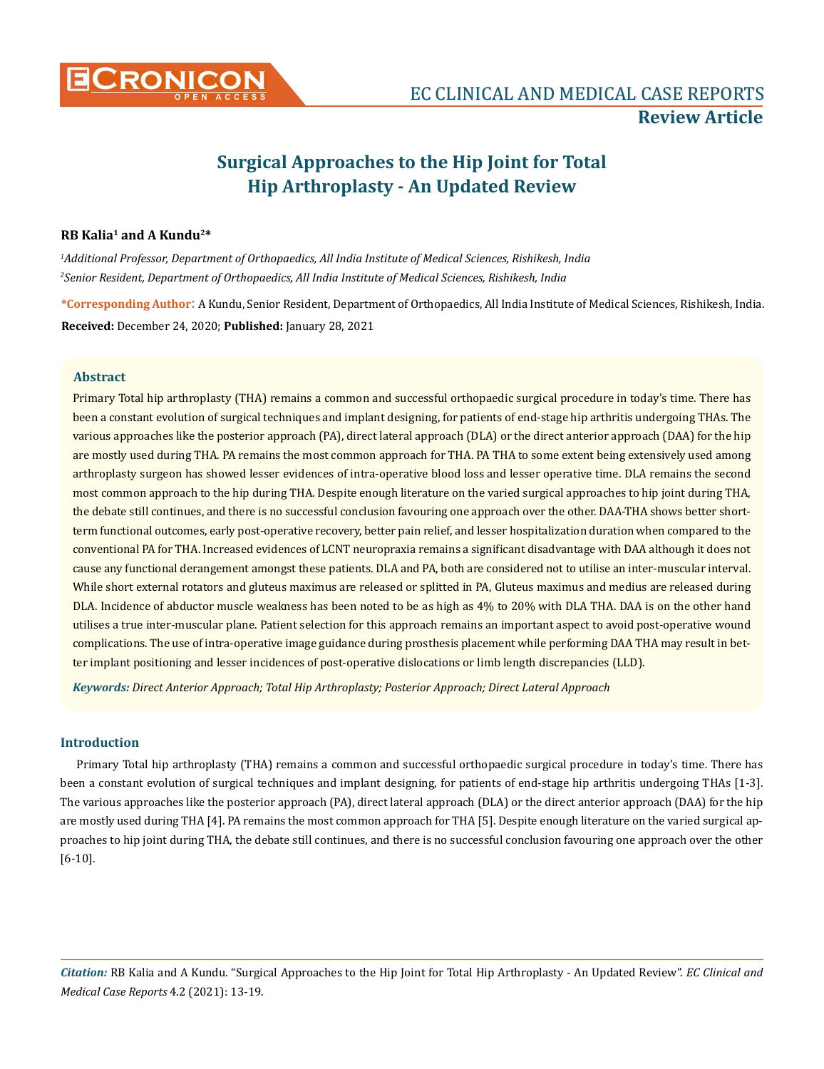Review Article

# Surgical Approaches to the Hip Joint for Total Hip Arthroplasty - An Updated Review

**RB Kalia[1] and A Kundu[2]***

*[1]Additional Professor, Department of Orthopaedics, All India Institute of Medical Sciences, Rishikesh, India*

*[2]Senior Resident, Department of Orthopaedics, All India Institute of Medical Sciences, Rishikesh, India*

**\*Corresponding Author:** A Kundu, Senior Resident, Department of Orthopaedics, All India Institute of Medical Sciences, Rishikesh, India.

**Received:** December 24, 2020; **Published:** January 28, 2021

## Abstract

Primary Total hip arthroplasty (THA) remains a common and successful orthopaedic surgical procedure in today's time. There has been a constant evolution of surgical techniques and implant designing, for patients of end-stage hip arthritis undergoing THAs. The various approaches like the posterior approach (PA), direct lateral approach (DLA) or the direct anterior approach (DAA) for the hip are mostly used during THA. PA remains the most common approach for THA. PA THA to some extent being extensively used among arthroplasty surgeon has showed lesser evidences of intra-operative blood loss and lesser operative time. DLA remains the second most common approach to the hip during THA. Despite enough literature on the varied surgical approaches to hip joint during THA, the debate still continues, and there is no successful conclusion favouring one approach over the other. DAA-THA shows better short-term functional outcomes, early post-operative recovery, better pain relief, and lesser hospitalization duration when compared to the conventional PA for THA. Increased evidences of LCNT neuropraxia remains a significant disadvantage with DAA although it does not cause any functional derangement amongst these patients. DLA and PA, both are considered not to utilise an inter-muscular interval. While short external rotators and gluteus maximus are released or splitted in PA, Gluteus maximus and medius are released during DLA. Incidence of abductor muscle weakness has been noted to be as high as 4% to 20% with DLA THA. DAA is on the other hand utilises a true inter-muscular plane. Patient selection for this approach remains an important aspect to avoid post-operative wound complications. The use of intra-operative image guidance during prosthesis placement while performing DAA THA may result in better implant positioning and lesser incidences of post-operative dislocations or limb length discrepancies (LLD).

***Keywords:*** *Direct Anterior Approach; Total Hip Arthroplasty; Posterior Approach; Direct Lateral Approach*

## Introduction

Primary Total hip arthroplasty (THA) remains a common and successful orthopaedic surgical procedure in today's time. There has been a constant evolution of surgical techniques and implant designing, for patients of end-stage hip arthritis undergoing THAs [1-3]. The various approaches like the posterior approach (PA), direct lateral approach (DLA) or the direct anterior approach (DAA) for the hip are mostly used during THA [4]. PA remains the most common approach for THA [5]. Despite enough literature on the varied surgical approaches to hip joint during THA, the debate still continues, and there is no successful conclusion favouring one approach over the other [6-10].

*Citation:* RB Kalia and A Kundu. "Surgical Approaches to the Hip Joint for Total Hip Arthroplasty - An Updated Review". *EC Clinical and Medical Case Reports* 4.2 (2021): 13-19.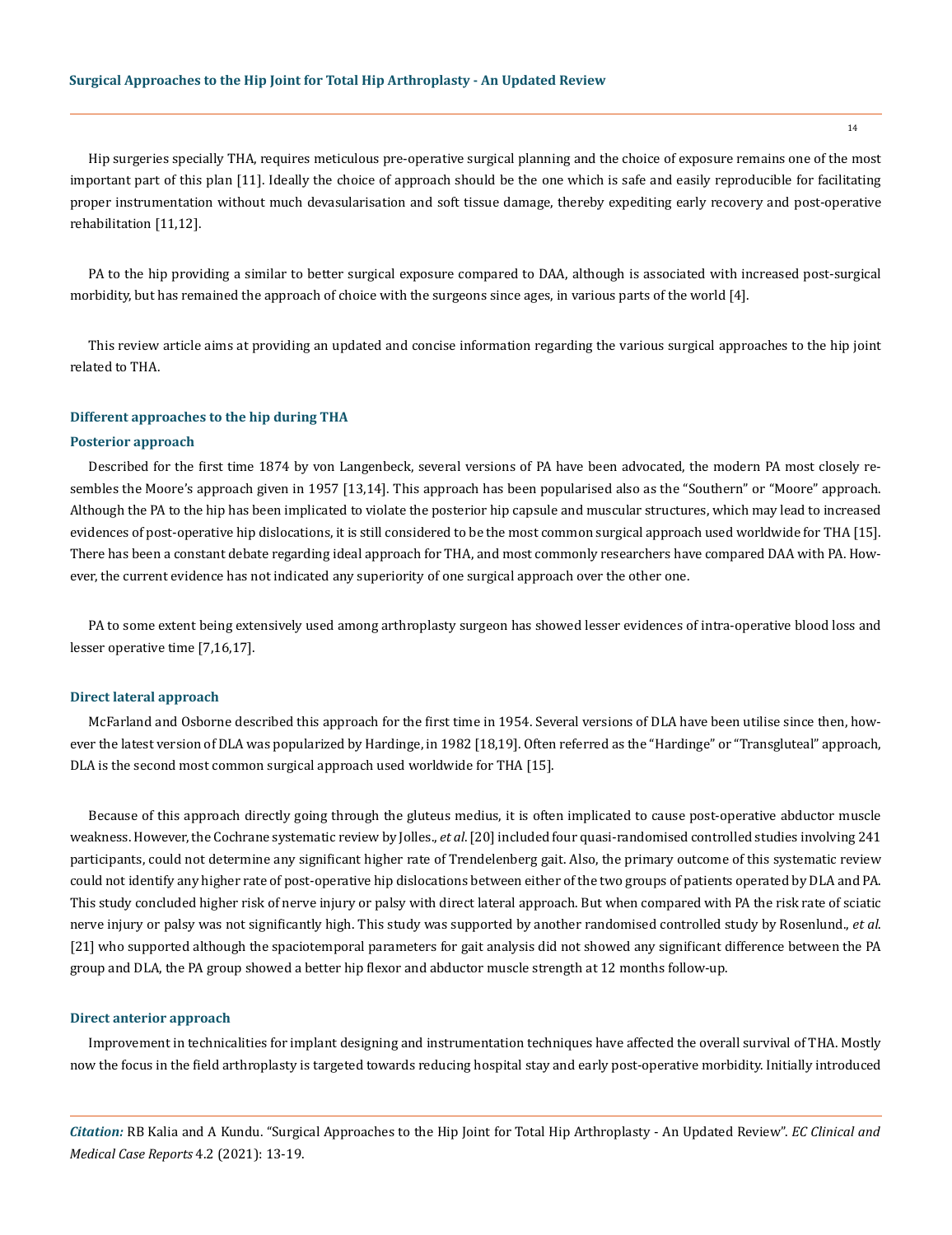Hip surgeries specially THA, requires meticulous pre-operative surgical planning and the choice of exposure remains one of the most important part of this plan [11]. Ideally the choice of approach should be the one which is safe and easily reproducible for facilitating proper instrumentation without much devasularisation and soft tissue damage, thereby expediting early recovery and post-operative rehabilitation [11,12].

PA to the hip providing a similar to better surgical exposure compared to DAA, although is associated with increased post-surgical morbidity, but has remained the approach of choice with the surgeons since ages, in various parts of the world [4].

This review article aims at providing an updated and concise information regarding the various surgical approaches to the hip joint related to THA.

## Different approaches to the hip during THA

### Posterior approach

Described for the first time 1874 by von Langenbeck, several versions of PA have been advocated, the modern PA most closely resembles the Moore's approach given in 1957 [13,14]. This approach has been popularised also as the "Southern" or "Moore" approach. Although the PA to the hip has been implicated to violate the posterior hip capsule and muscular structures, which may lead to increased evidences of post-operative hip dislocations, it is still considered to be the most common surgical approach used worldwide for THA [15]. There has been a constant debate regarding ideal approach for THA, and most commonly researchers have compared DAA with PA. However, the current evidence has not indicated any superiority of one surgical approach over the other one.

PA to some extent being extensively used among arthroplasty surgeon has showed lesser evidences of intra-operative blood loss and lesser operative time [7,16,17].

### Direct lateral approach

McFarland and Osborne described this approach for the first time in 1954. Several versions of DLA have been utilise since then, however the latest version of DLA was popularized by Hardinge, in 1982 [18,19]. Often referred as the "Hardinge" or "Transgluteal" approach, DLA is the second most common surgical approach used worldwide for THA [15].

Because of this approach directly going through the gluteus medius, it is often implicated to cause post-operative abductor muscle weakness. However, the Cochrane systematic review by Jolles., *et al*. [20] included four quasi-randomised controlled studies involving 241 participants, could not determine any significant higher rate of Trendelenberg gait. Also, the primary outcome of this systematic review could not identify any higher rate of post-operative hip dislocations between either of the two groups of patients operated by DLA and PA. This study concluded higher risk of nerve injury or palsy with direct lateral approach. But when compared with PA the risk rate of sciatic nerve injury or palsy was not significantly high. This study was supported by another randomised controlled study by Rosenlund., *et al*. [21] who supported although the spaciotemporal parameters for gait analysis did not showed any significant difference between the PA group and DLA, the PA group showed a better hip flexor and abductor muscle strength at 12 months follow-up.

### Direct anterior approach

Improvement in technicalities for implant designing and instrumentation techniques have affected the overall survival of THA. Mostly now the focus in the field arthroplasty is targeted towards reducing hospital stay and early post-operative morbidity. Initially introduced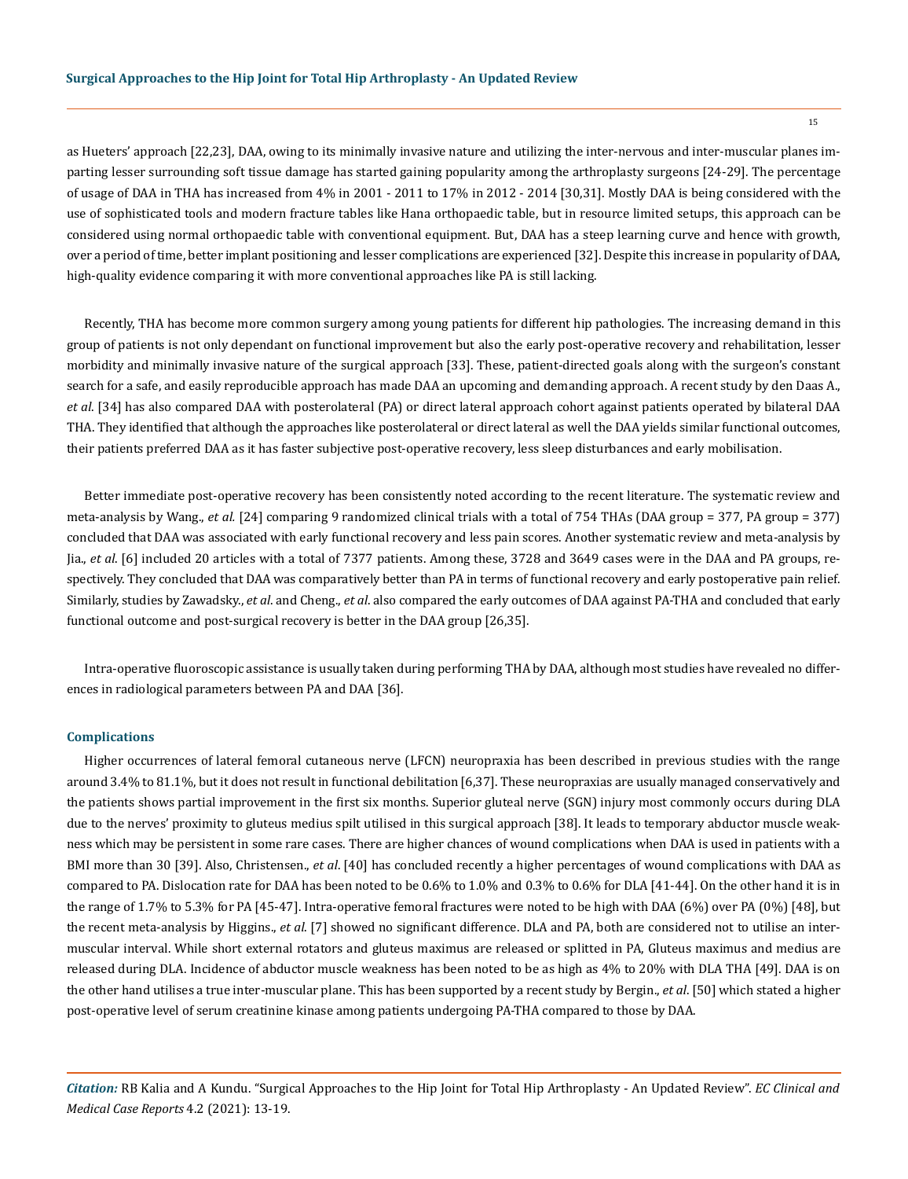as Hueters' approach [22,23], DAA, owing to its minimally invasive nature and utilizing the inter-nervous and inter-muscular planes imparting lesser surrounding soft tissue damage has started gaining popularity among the arthroplasty surgeons [24-29]. The percentage of usage of DAA in THA has increased from 4% in 2001 - 2011 to 17% in 2012 - 2014 [30,31]. Mostly DAA is being considered with the use of sophisticated tools and modern fracture tables like Hana orthopaedic table, but in resource limited setups, this approach can be considered using normal orthopaedic table with conventional equipment. But, DAA has a steep learning curve and hence with growth, over a period of time, better implant positioning and lesser complications are experienced [32]. Despite this increase in popularity of DAA, high-quality evidence comparing it with more conventional approaches like PA is still lacking.

Recently, THA has become more common surgery among young patients for different hip pathologies. The increasing demand in this group of patients is not only dependant on functional improvement but also the early post-operative recovery and rehabilitation, lesser morbidity and minimally invasive nature of the surgical approach [33]. These, patient-directed goals along with the surgeon's constant search for a safe, and easily reproducible approach has made DAA an upcoming and demanding approach. A recent study by den Daas A., *et al*. [34] has also compared DAA with posterolateral (PA) or direct lateral approach cohort against patients operated by bilateral DAA THA. They identified that although the approaches like posterolateral or direct lateral as well the DAA yields similar functional outcomes, their patients preferred DAA as it has faster subjective post-operative recovery, less sleep disturbances and early mobilisation.

Better immediate post-operative recovery has been consistently noted according to the recent literature. The systematic review and meta-analysis by Wang., *et al.* [24] comparing 9 randomized clinical trials with a total of 754 THAs (DAA group = 377, PA group = 377) concluded that DAA was associated with early functional recovery and less pain scores. Another systematic review and meta-analysis by Jia., *et al*. [6] included 20 articles with a total of 7377 patients. Among these, 3728 and 3649 cases were in the DAA and PA groups, respectively. They concluded that DAA was comparatively better than PA in terms of functional recovery and early postoperative pain relief. Similarly, studies by Zawadsky., *et al*. and Cheng., *et al*. also compared the early outcomes of DAA against PA-THA and concluded that early functional outcome and post-surgical recovery is better in the DAA group [26,35].

Intra-operative fluoroscopic assistance is usually taken during performing THA by DAA, although most studies have revealed no differences in radiological parameters between PA and DAA [36].

### Complications

Higher occurrences of lateral femoral cutaneous nerve (LFCN) neuropraxia has been described in previous studies with the range around 3.4% to 81.1%, but it does not result in functional debilitation [6,37]. These neuropraxias are usually managed conservatively and the patients shows partial improvement in the first six months. Superior gluteal nerve (SGN) injury most commonly occurs during DLA due to the nerves' proximity to gluteus medius spilt utilised in this surgical approach [38]. It leads to temporary abductor muscle weakness which may be persistent in some rare cases. There are higher chances of wound complications when DAA is used in patients with a BMI more than 30 [39]. Also, Christensen., *et al*. [40] has concluded recently a higher percentages of wound complications with DAA as compared to PA. Dislocation rate for DAA has been noted to be 0.6% to 1.0% and 0.3% to 0.6% for DLA [41-44]. On the other hand it is in the range of 1.7% to 5.3% for PA [45-47]. Intra-operative femoral fractures were noted to be high with DAA (6%) over PA (0%) [48], but the recent meta-analysis by Higgins., *et al*. [7] showed no significant difference. DLA and PA, both are considered not to utilise an inter-muscular interval. While short external rotators and gluteus maximus are released or splitted in PA, Gluteus maximus and medius are released during DLA. Incidence of abductor muscle weakness has been noted to be as high as 4% to 20% with DLA THA [49]. DAA is on the other hand utilises a true inter-muscular plane. This has been supported by a recent study by Bergin., *et al*. [50] which stated a higher post-operative level of serum creatinine kinase among patients undergoing PA-THA compared to those by DAA.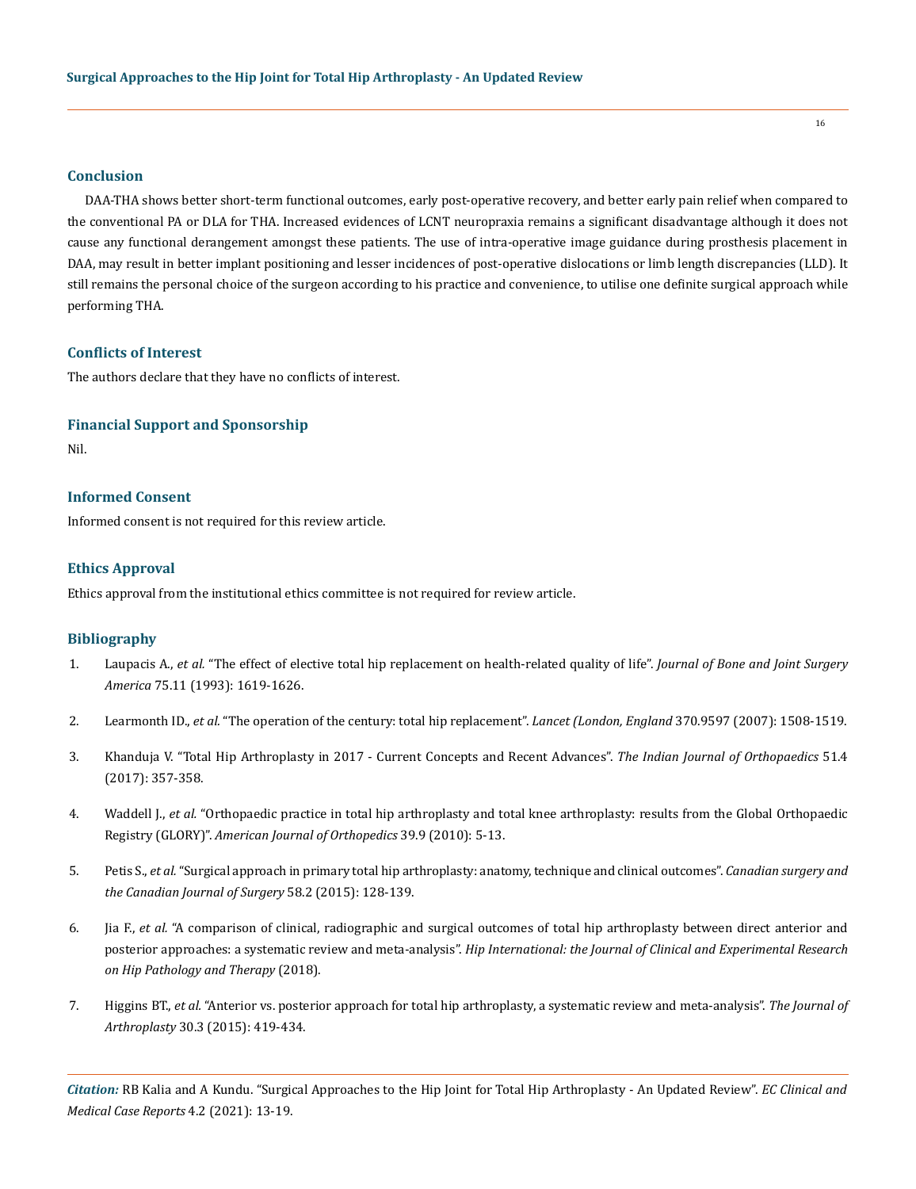## Conclusion

DAA-THA shows better short-term functional outcomes, early post-operative recovery, and better early pain relief when compared to the conventional PA or DLA for THA. Increased evidences of LCNT neuropraxia remains a significant disadvantage although it does not cause any functional derangement amongst these patients. The use of intra-operative image guidance during prosthesis placement in DAA, may result in better implant positioning and lesser incidences of post-operative dislocations or limb length discrepancies (LLD). It still remains the personal choice of the surgeon according to his practice and convenience, to utilise one definite surgical approach while performing THA.

## Conflicts of Interest

The authors declare that they have no conflicts of interest.

## Financial Support and Sponsorship

Nil.

## Informed Consent

Informed consent is not required for this review article.

## Ethics Approval

Ethics approval from the institutional ethics committee is not required for review article.

## Bibliography

1. Laupacis A., *et al.* "The effect of elective total hip replacement on health-related quality of life". *Journal of Bone and Joint Surgery America* 75.11 (1993): 1619-1626.
2. Learmonth ID., *et al.* "The operation of the century: total hip replacement". *Lancet (London, England* 370.9597 (2007): 1508-1519.
3. Khanduja V. "Total Hip Arthroplasty in 2017 - Current Concepts and Recent Advances". *The Indian Journal of Orthopaedics* 51.4 (2017): 357-358.
4. Waddell J., *et al.* "Orthopaedic practice in total hip arthroplasty and total knee arthroplasty: results from the Global Orthopaedic Registry (GLORY)". *American Journal of Orthopedics* 39.9 (2010): 5-13.
5. Petis S., *et al.* "Surgical approach in primary total hip arthroplasty: anatomy, technique and clinical outcomes". *Canadian surgery and the Canadian Journal of Surgery* 58.2 (2015): 128-139.
6. Jia F., *et al.* "A comparison of clinical, radiographic and surgical outcomes of total hip arthroplasty between direct anterior and posterior approaches: a systematic review and meta-analysis". *Hip International: the Journal of Clinical and Experimental Research on Hip Pathology and Therapy* (2018).
7. Higgins BT., *et al.* "Anterior vs. posterior approach for total hip arthroplasty, a systematic review and meta-analysis". *The Journal of Arthroplasty* 30.3 (2015): 419-434.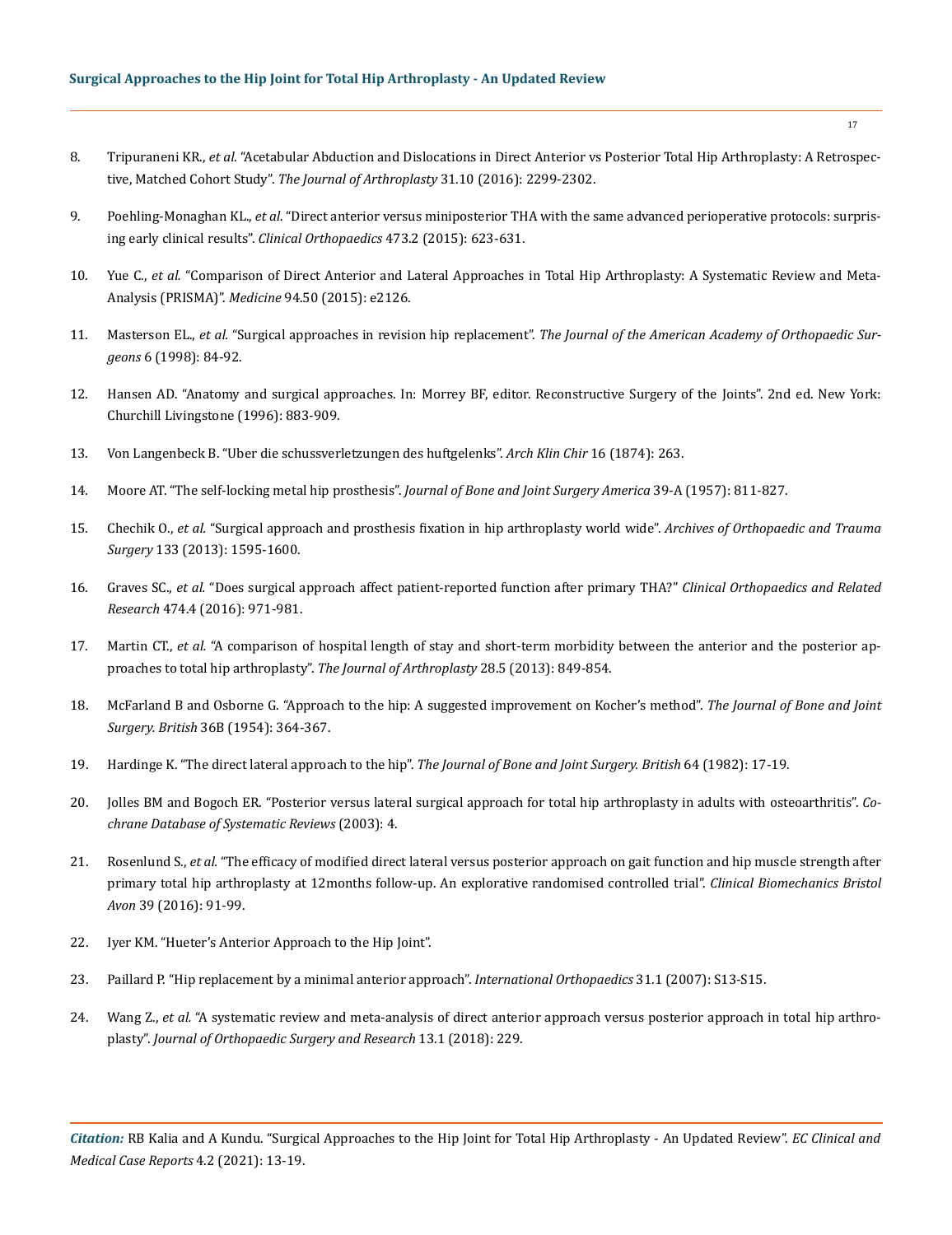8. Tripuraneni KR., *et al.* "Acetabular Abduction and Dislocations in Direct Anterior vs Posterior Total Hip Arthroplasty: A Retrospective, Matched Cohort Study". *The Journal of Arthroplasty* 31.10 (2016): 2299-2302.

9. Poehling-Monaghan KL., *et al.* "Direct anterior versus miniposterior THA with the same advanced perioperative protocols: surprising early clinical results". *Clinical Orthopaedics* 473.2 (2015): 623-631.

10. Yue C., *et al.* "Comparison of Direct Anterior and Lateral Approaches in Total Hip Arthroplasty: A Systematic Review and Meta-Analysis (PRISMA)". *Medicine* 94.50 (2015): e2126.

11. Masterson EL., *et al.* "Surgical approaches in revision hip replacement". *The Journal of the American Academy of Orthopaedic Surgeons* 6 (1998): 84-92.

12. Hansen AD. "Anatomy and surgical approaches. In: Morrey BF, editor. Reconstructive Surgery of the Joints". 2nd ed. New York: Churchill Livingstone (1996): 883-909.

13. Von Langenbeck B. "Uber die schussverletzungen des huftgelenks". *Arch Klin Chir* 16 (1874): 263.

14. Moore AT. "The self-locking metal hip prosthesis". *Journal of Bone and Joint Surgery America* 39-A (1957): 811-827.

15. Chechik O., *et al.* "Surgical approach and prosthesis fixation in hip arthroplasty world wide". *Archives of Orthopaedic and Trauma Surgery* 133 (2013): 1595-1600.

16. Graves SC., *et al.* "Does surgical approach affect patient-reported function after primary THA?" *Clinical Orthopaedics and Related Research* 474.4 (2016): 971-981.

17. Martin CT., *et al.* "A comparison of hospital length of stay and short-term morbidity between the anterior and the posterior approaches to total hip arthroplasty". *The Journal of Arthroplasty* 28.5 (2013): 849-854.

18. McFarland B and Osborne G. "Approach to the hip: A suggested improvement on Kocher's method". *The Journal of Bone and Joint Surgery. British* 36B (1954): 364-367.

19. Hardinge K. "The direct lateral approach to the hip". *The Journal of Bone and Joint Surgery. British* 64 (1982): 17-19.

20. Jolles BM and Bogoch ER. "Posterior versus lateral surgical approach for total hip arthroplasty in adults with osteoarthritis". *Cochrane Database of Systematic Reviews* (2003): 4.

21. Rosenlund S., *et al.* "The efficacy of modified direct lateral versus posterior approach on gait function and hip muscle strength after primary total hip arthroplasty at 12months follow-up. An explorative randomised controlled trial". *Clinical Biomechanics Bristol Avon* 39 (2016): 91-99.

22. Iyer KM. "Hueter's Anterior Approach to the Hip Joint".

23. Paillard P. "Hip replacement by a minimal anterior approach". *International Orthopaedics* 31.1 (2007): S13-S15.

24. Wang Z., *et al.* "A systematic review and meta-analysis of direct anterior approach versus posterior approach in total hip arthroplasty". *Journal of Orthopaedic Surgery and Research* 13.1 (2018): 229.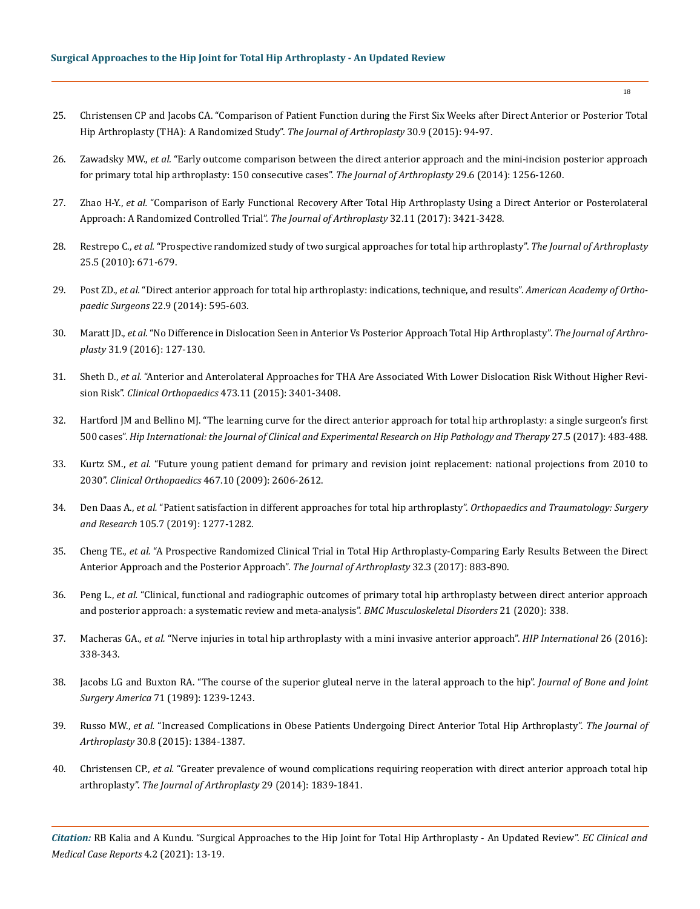25. Christensen CP and Jacobs CA. "Comparison of Patient Function during the First Six Weeks after Direct Anterior or Posterior Total Hip Arthroplasty (THA): A Randomized Study". *The Journal of Arthroplasty* 30.9 (2015): 94-97.

26. Zawadsky MW., *et al.* "Early outcome comparison between the direct anterior approach and the mini-incision posterior approach for primary total hip arthroplasty: 150 consecutive cases". *The Journal of Arthroplasty* 29.6 (2014): 1256-1260.

27. Zhao H-Y., *et al.* "Comparison of Early Functional Recovery After Total Hip Arthroplasty Using a Direct Anterior or Posterolateral Approach: A Randomized Controlled Trial". *The Journal of Arthroplasty* 32.11 (2017): 3421-3428.

28. Restrepo C., *et al.* "Prospective randomized study of two surgical approaches for total hip arthroplasty". *The Journal of Arthroplasty* 25.5 (2010): 671-679.

29. Post ZD., *et al.* "Direct anterior approach for total hip arthroplasty: indications, technique, and results". *American Academy of Orthopaedic Surgeons* 22.9 (2014): 595-603.

30. Maratt JD., *et al.* "No Difference in Dislocation Seen in Anterior Vs Posterior Approach Total Hip Arthroplasty". *The Journal of Arthroplasty* 31.9 (2016): 127-130.

31. Sheth D., *et al.* "Anterior and Anterolateral Approaches for THA Are Associated With Lower Dislocation Risk Without Higher Revision Risk". *Clinical Orthopaedics* 473.11 (2015): 3401-3408.

32. Hartford JM and Bellino MJ. "The learning curve for the direct anterior approach for total hip arthroplasty: a single surgeon's first 500 cases". *Hip International: the Journal of Clinical and Experimental Research on Hip Pathology and Therapy* 27.5 (2017): 483-488.

33. Kurtz SM., *et al.* "Future young patient demand for primary and revision joint replacement: national projections from 2010 to 2030". *Clinical Orthopaedics* 467.10 (2009): 2606-2612.

34. Den Daas A., *et al.* "Patient satisfaction in different approaches for total hip arthroplasty". *Orthopaedics and Traumatology: Surgery and Research* 105.7 (2019): 1277-1282.

35. Cheng TE., *et al.* "A Prospective Randomized Clinical Trial in Total Hip Arthroplasty-Comparing Early Results Between the Direct Anterior Approach and the Posterior Approach". *The Journal of Arthroplasty* 32.3 (2017): 883-890.

36. Peng L., *et al.* "Clinical, functional and radiographic outcomes of primary total hip arthroplasty between direct anterior approach and posterior approach: a systematic review and meta-analysis". *BMC Musculoskeletal Disorders* 21 (2020): 338.

37. Macheras GA., *et al.* "Nerve injuries in total hip arthroplasty with a mini invasive anterior approach". *HIP International* 26 (2016): 338-343.

38. Jacobs LG and Buxton RA. "The course of the superior gluteal nerve in the lateral approach to the hip". *Journal of Bone and Joint Surgery America* 71 (1989): 1239-1243.

39. Russo MW., *et al.* "Increased Complications in Obese Patients Undergoing Direct Anterior Total Hip Arthroplasty". *The Journal of Arthroplasty* 30.8 (2015): 1384-1387.

40. Christensen CP., *et al.* "Greater prevalence of wound complications requiring reoperation with direct anterior approach total hip arthroplasty". *The Journal of Arthroplasty* 29 (2014): 1839-1841.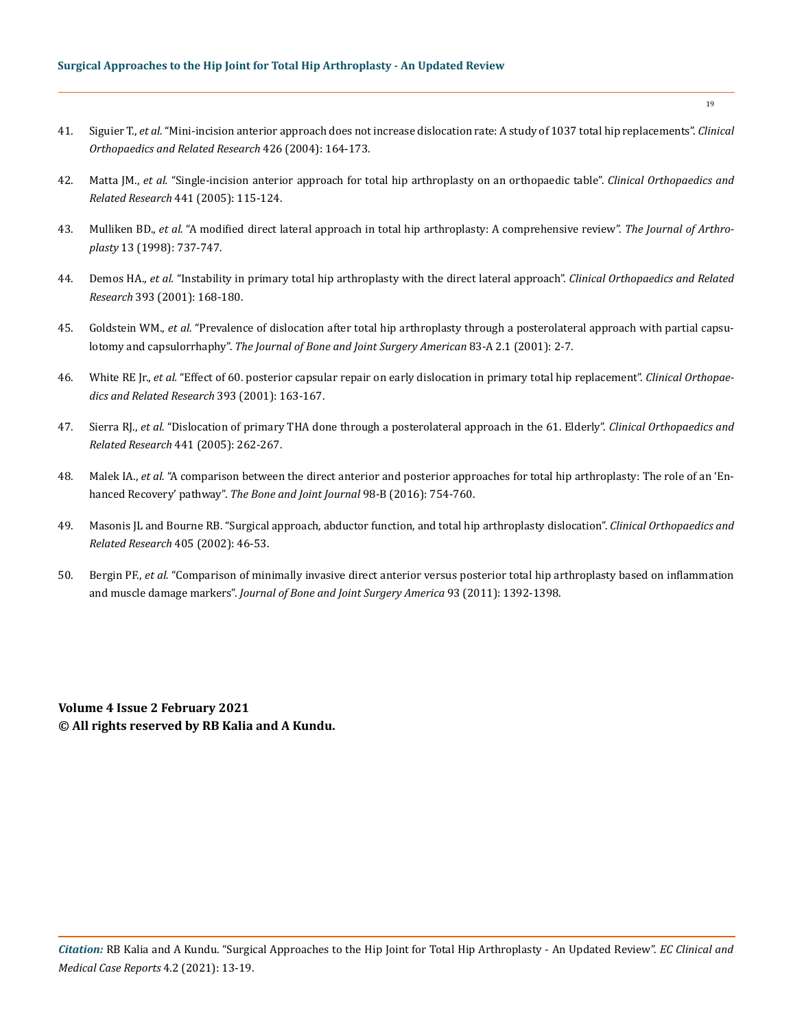41. Siguier T., *et al.* "Mini-incision anterior approach does not increase dislocation rate: A study of 1037 total hip replacements". *Clinical Orthopaedics and Related Research* 426 (2004): 164-173.

42. Matta JM., *et al.* "Single-incision anterior approach for total hip arthroplasty on an orthopaedic table". *Clinical Orthopaedics and Related Research* 441 (2005): 115-124.

43. Mulliken BD., *et al.* "A modified direct lateral approach in total hip arthroplasty: A comprehensive review". *The Journal of Arthroplasty* 13 (1998): 737-747.

44. Demos HA., *et al.* "Instability in primary total hip arthroplasty with the direct lateral approach". *Clinical Orthopaedics and Related Research* 393 (2001): 168-180.

45. Goldstein WM., *et al.* "Prevalence of dislocation after total hip arthroplasty through a posterolateral approach with partial capsulotomy and capsulorrhaphy". *The Journal of Bone and Joint Surgery American* 83-A 2.1 (2001): 2-7.

46. White RE Jr., *et al.* "Effect of 60. posterior capsular repair on early dislocation in primary total hip replacement". *Clinical Orthopaedics and Related Research* 393 (2001): 163-167.

47. Sierra RJ., *et al.* "Dislocation of primary THA done through a posterolateral approach in the 61. Elderly". *Clinical Orthopaedics and Related Research* 441 (2005): 262-267.

48. Malek IA., *et al.* "A comparison between the direct anterior and posterior approaches for total hip arthroplasty: The role of an 'Enhanced Recovery' pathway". *The Bone and Joint Journal* 98-B (2016): 754-760.

49. Masonis JL and Bourne RB. "Surgical approach, abductor function, and total hip arthroplasty dislocation". *Clinical Orthopaedics and Related Research* 405 (2002): 46-53.

50. Bergin PF., *et al.* "Comparison of minimally invasive direct anterior versus posterior total hip arthroplasty based on inflammation and muscle damage markers". *Journal of Bone and Joint Surgery America* 93 (2011): 1392-1398.

**Volume 4 Issue 2 February 2021**
**© All rights reserved by RB Kalia and A Kundu.**